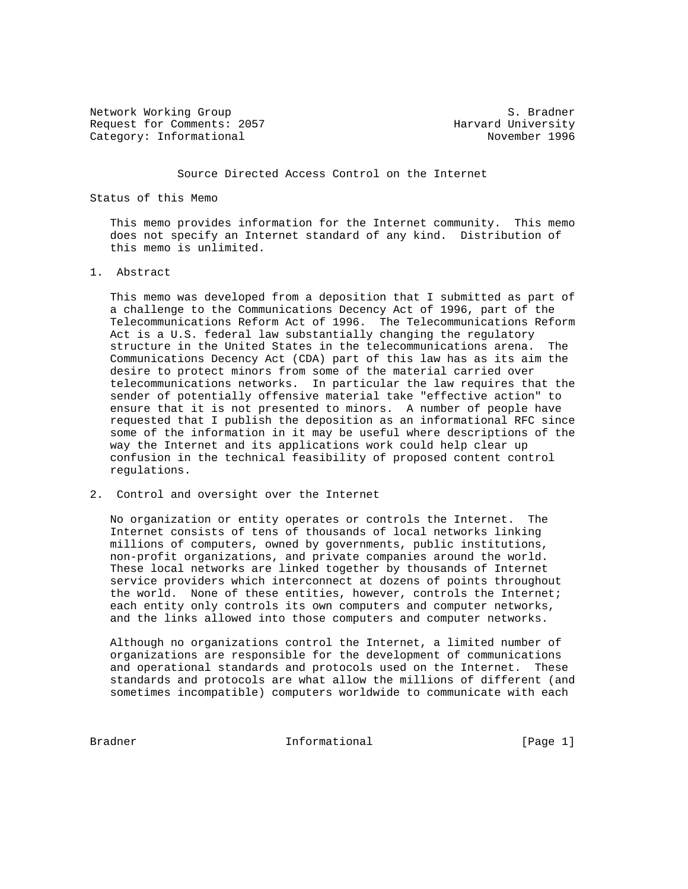Network Working Group S. Bradner
Request for Comments: 2057 Harvard University
Category: Informational November 1996

# Source Directed Access Control on the Internet

## Status of this Memo

This memo provides information for the Internet community. This memo does not specify an Internet standard of any kind. Distribution of this memo is unlimited.

## 1. Abstract

This memo was developed from a deposition that I submitted as part of a challenge to the Communications Decency Act of 1996, part of the Telecommunications Reform Act of 1996. The Telecommunications Reform Act is a U.S. federal law substantially changing the regulatory structure in the United States in the telecommunications arena. The Communications Decency Act (CDA) part of this law has as its aim the desire to protect minors from some of the material carried over telecommunications networks. In particular the law requires that the sender of potentially offensive material take "effective action" to ensure that it is not presented to minors. A number of people have requested that I publish the deposition as an informational RFC since some of the information in it may be useful where descriptions of the way the Internet and its applications work could help clear up confusion in the technical feasibility of proposed content control regulations.

## 2. Control and oversight over the Internet

No organization or entity operates or controls the Internet. The Internet consists of tens of thousands of local networks linking millions of computers, owned by governments, public institutions, non-profit organizations, and private companies around the world. These local networks are linked together by thousands of Internet service providers which interconnect at dozens of points throughout the world. None of these entities, however, controls the Internet; each entity only controls its own computers and computer networks, and the links allowed into those computers and computer networks.

Although no organizations control the Internet, a limited number of organizations are responsible for the development of communications and operational standards and protocols used on the Internet. These standards and protocols are what allow the millions of different (and sometimes incompatible) computers worldwide to communicate with each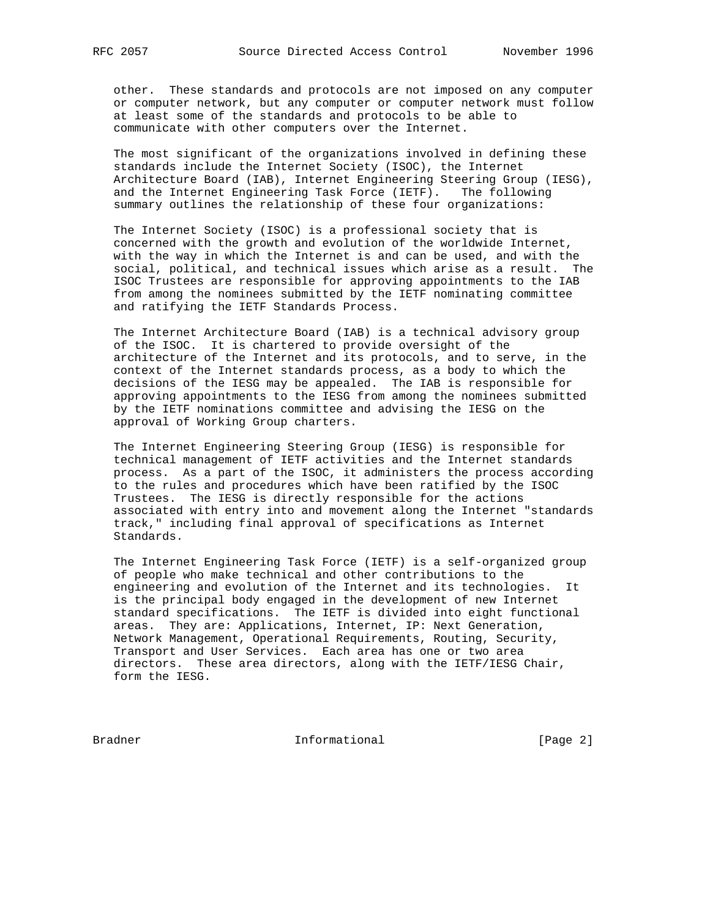other. These standards and protocols are not imposed on any computer or computer network, but any computer or computer network must follow at least some of the standards and protocols to be able to communicate with other computers over the Internet.

The most significant of the organizations involved in defining these standards include the Internet Society (ISOC), the Internet Architecture Board (IAB), Internet Engineering Steering Group (IESG), and the Internet Engineering Task Force (IETF). The following summary outlines the relationship of these four organizations:

The Internet Society (ISOC) is a professional society that is concerned with the growth and evolution of the worldwide Internet, with the way in which the Internet is and can be used, and with the social, political, and technical issues which arise as a result. The ISOC Trustees are responsible for approving appointments to the IAB from among the nominees submitted by the IETF nominating committee and ratifying the IETF Standards Process.

The Internet Architecture Board (IAB) is a technical advisory group of the ISOC. It is chartered to provide oversight of the architecture of the Internet and its protocols, and to serve, in the context of the Internet standards process, as a body to which the decisions of the IESG may be appealed. The IAB is responsible for approving appointments to the IESG from among the nominees submitted by the IETF nominations committee and advising the IESG on the approval of Working Group charters.

The Internet Engineering Steering Group (IESG) is responsible for technical management of IETF activities and the Internet standards process. As a part of the ISOC, it administers the process according to the rules and procedures which have been ratified by the ISOC Trustees. The IESG is directly responsible for the actions associated with entry into and movement along the Internet "standards track," including final approval of specifications as Internet Standards.

The Internet Engineering Task Force (IETF) is a self-organized group of people who make technical and other contributions to the engineering and evolution of the Internet and its technologies. It is the principal body engaged in the development of new Internet standard specifications. The IETF is divided into eight functional areas. They are: Applications, Internet, IP: Next Generation, Network Management, Operational Requirements, Routing, Security, Transport and User Services. Each area has one or two area directors. These area directors, along with the IETF/IESG Chair, form the IESG.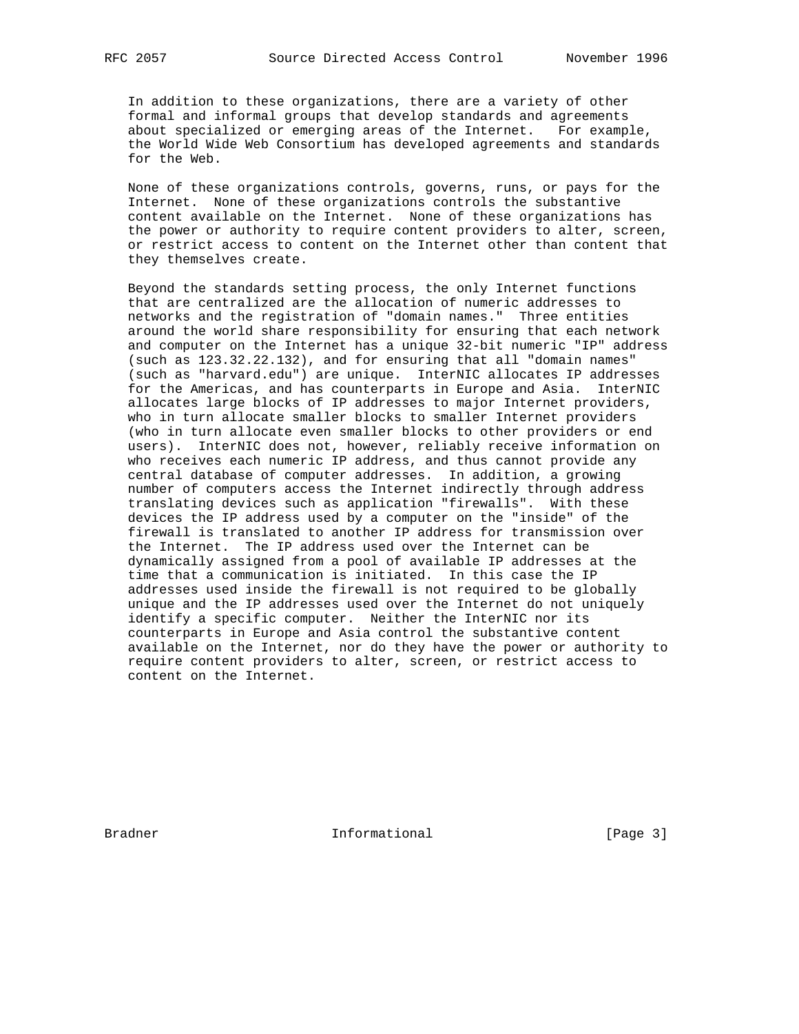In addition to these organizations, there are a variety of other formal and informal groups that develop standards and agreements about specialized or emerging areas of the Internet. For example, the World Wide Web Consortium has developed agreements and standards for the Web.

None of these organizations controls, governs, runs, or pays for the Internet. None of these organizations controls the substantive content available on the Internet. None of these organizations has the power or authority to require content providers to alter, screen, or restrict access to content on the Internet other than content that they themselves create.

Beyond the standards setting process, the only Internet functions that are centralized are the allocation of numeric addresses to networks and the registration of "domain names." Three entities around the world share responsibility for ensuring that each network and computer on the Internet has a unique 32-bit numeric "IP" address (such as 123.32.22.132), and for ensuring that all "domain names" (such as "harvard.edu") are unique. InterNIC allocates IP addresses for the Americas, and has counterparts in Europe and Asia. InterNIC allocates large blocks of IP addresses to major Internet providers, who in turn allocate smaller blocks to smaller Internet providers (who in turn allocate even smaller blocks to other providers or end users). InterNIC does not, however, reliably receive information on who receives each numeric IP address, and thus cannot provide any central database of computer addresses. In addition, a growing number of computers access the Internet indirectly through address translating devices such as application "firewalls". With these devices the IP address used by a computer on the "inside" of the firewall is translated to another IP address for transmission over the Internet. The IP address used over the Internet can be dynamically assigned from a pool of available IP addresses at the time that a communication is initiated. In this case the IP addresses used inside the firewall is not required to be globally unique and the IP addresses used over the Internet do not uniquely identify a specific computer. Neither the InterNIC nor its counterparts in Europe and Asia control the substantive content available on the Internet, nor do they have the power or authority to require content providers to alter, screen, or restrict access to content on the Internet.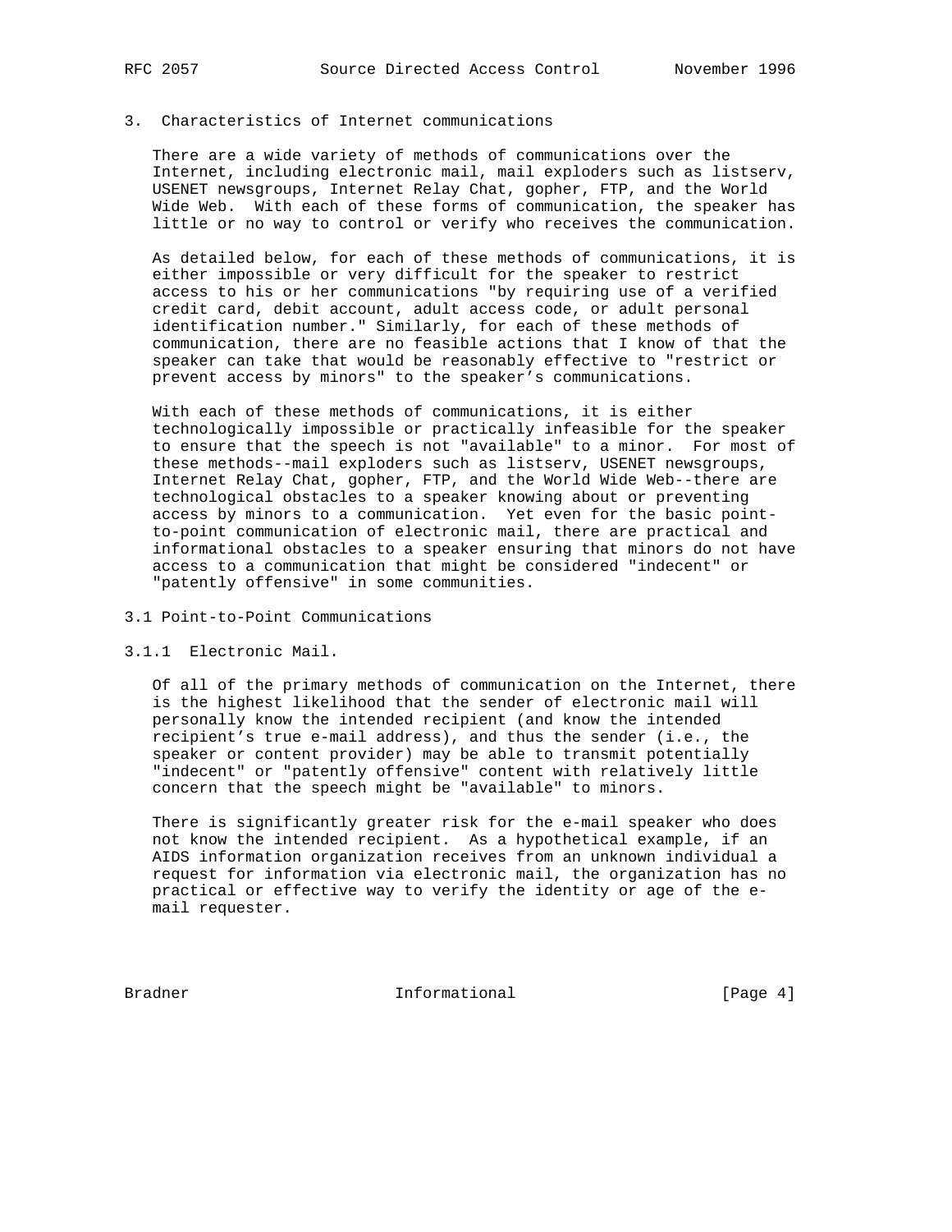## 3. Characteristics of Internet communications

There are a wide variety of methods of communications over the Internet, including electronic mail, mail exploders such as listserv, USENET newsgroups, Internet Relay Chat, gopher, FTP, and the World Wide Web. With each of these forms of communication, the speaker has little or no way to control or verify who receives the communication.

As detailed below, for each of these methods of communications, it is either impossible or very difficult for the speaker to restrict access to his or her communications "by requiring use of a verified credit card, debit account, adult access code, or adult personal identification number." Similarly, for each of these methods of communication, there are no feasible actions that I know of that the speaker can take that would be reasonably effective to "restrict or prevent access by minors" to the speaker's communications.

With each of these methods of communications, it is either technologically impossible or practically infeasible for the speaker to ensure that the speech is not "available" to a minor. For most of these methods--mail exploders such as listserv, USENET newsgroups, Internet Relay Chat, gopher, FTP, and the World Wide Web--there are technological obstacles to a speaker knowing about or preventing access by minors to a communication. Yet even for the basic point-to-point communication of electronic mail, there are practical and informational obstacles to a speaker ensuring that minors do not have access to a communication that might be considered "indecent" or "patently offensive" in some communities.

### 3.1 Point-to-Point Communications

#### 3.1.1 Electronic Mail.

Of all of the primary methods of communication on the Internet, there is the highest likelihood that the sender of electronic mail will personally know the intended recipient (and know the intended recipient's true e-mail address), and thus the sender (i.e., the speaker or content provider) may be able to transmit potentially "indecent" or "patently offensive" content with relatively little concern that the speech might be "available" to minors.

There is significantly greater risk for the e-mail speaker who does not know the intended recipient. As a hypothetical example, if an AIDS information organization receives from an unknown individual a request for information via electronic mail, the organization has no practical or effective way to verify the identity or age of the e-mail requester.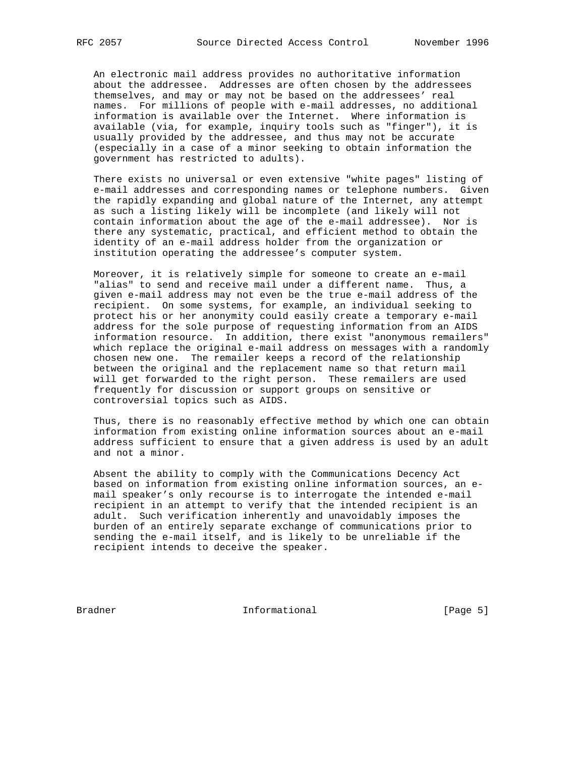An electronic mail address provides no authoritative information about the addressee. Addresses are often chosen by the addressees themselves, and may or may not be based on the addressees' real names. For millions of people with e-mail addresses, no additional information is available over the Internet. Where information is available (via, for example, inquiry tools such as "finger"), it is usually provided by the addressee, and thus may not be accurate (especially in a case of a minor seeking to obtain information the government has restricted to adults).

There exists no universal or even extensive "white pages" listing of e-mail addresses and corresponding names or telephone numbers. Given the rapidly expanding and global nature of the Internet, any attempt as such a listing likely will be incomplete (and likely will not contain information about the age of the e-mail addressee). Nor is there any systematic, practical, and efficient method to obtain the identity of an e-mail address holder from the organization or institution operating the addressee's computer system.

Moreover, it is relatively simple for someone to create an e-mail "alias" to send and receive mail under a different name. Thus, a given e-mail address may not even be the true e-mail address of the recipient. On some systems, for example, an individual seeking to protect his or her anonymity could easily create a temporary e-mail address for the sole purpose of requesting information from an AIDS information resource. In addition, there exist "anonymous remailers" which replace the original e-mail address on messages with a randomly chosen new one. The remailer keeps a record of the relationship between the original and the replacement name so that return mail will get forwarded to the right person. These remailers are used frequently for discussion or support groups on sensitive or controversial topics such as AIDS.

Thus, there is no reasonably effective method by which one can obtain information from existing online information sources about an e-mail address sufficient to ensure that a given address is used by an adult and not a minor.

Absent the ability to comply with the Communications Decency Act based on information from existing online information sources, an e-mail speaker's only recourse is to interrogate the intended e-mail recipient in an attempt to verify that the intended recipient is an adult. Such verification inherently and unavoidably imposes the burden of an entirely separate exchange of communications prior to sending the e-mail itself, and is likely to be unreliable if the recipient intends to deceive the speaker.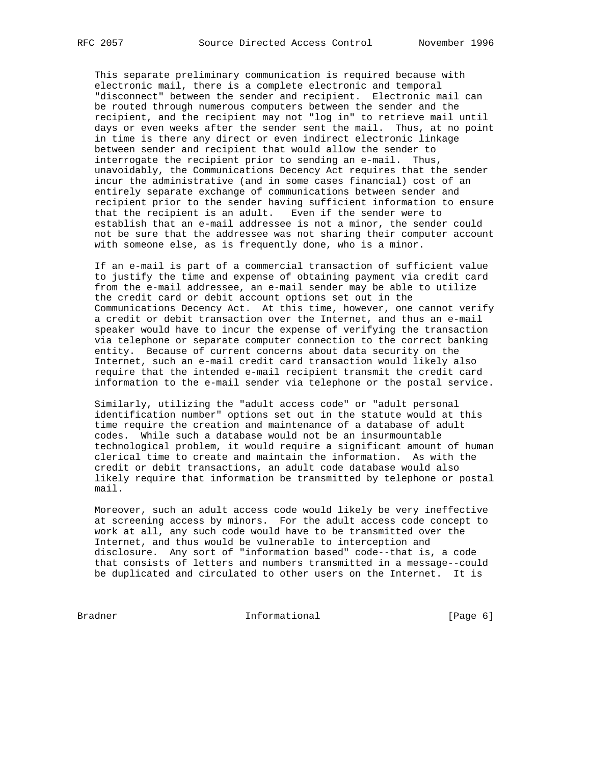This separate preliminary communication is required because with electronic mail, there is a complete electronic and temporal "disconnect" between the sender and recipient. Electronic mail can be routed through numerous computers between the sender and the recipient, and the recipient may not "log in" to retrieve mail until days or even weeks after the sender sent the mail. Thus, at no point in time is there any direct or even indirect electronic linkage between sender and recipient that would allow the sender to interrogate the recipient prior to sending an e-mail. Thus, unavoidably, the Communications Decency Act requires that the sender incur the administrative (and in some cases financial) cost of an entirely separate exchange of communications between sender and recipient prior to the sender having sufficient information to ensure that the recipient is an adult. Even if the sender were to establish that an e-mail addressee is not a minor, the sender could not be sure that the addressee was not sharing their computer account with someone else, as is frequently done, who is a minor.

If an e-mail is part of a commercial transaction of sufficient value to justify the time and expense of obtaining payment via credit card from the e-mail addressee, an e-mail sender may be able to utilize the credit card or debit account options set out in the Communications Decency Act. At this time, however, one cannot verify a credit or debit transaction over the Internet, and thus an e-mail speaker would have to incur the expense of verifying the transaction via telephone or separate computer connection to the correct banking entity. Because of current concerns about data security on the Internet, such an e-mail credit card transaction would likely also require that the intended e-mail recipient transmit the credit card information to the e-mail sender via telephone or the postal service.

Similarly, utilizing the "adult access code" or "adult personal identification number" options set out in the statute would at this time require the creation and maintenance of a database of adult codes. While such a database would not be an insurmountable technological problem, it would require a significant amount of human clerical time to create and maintain the information. As with the credit or debit transactions, an adult code database would also likely require that information be transmitted by telephone or postal mail.

Moreover, such an adult access code would likely be very ineffective at screening access by minors. For the adult access code concept to work at all, any such code would have to be transmitted over the Internet, and thus would be vulnerable to interception and disclosure. Any sort of "information based" code--that is, a code that consists of letters and numbers transmitted in a message--could be duplicated and circulated to other users on the Internet. It is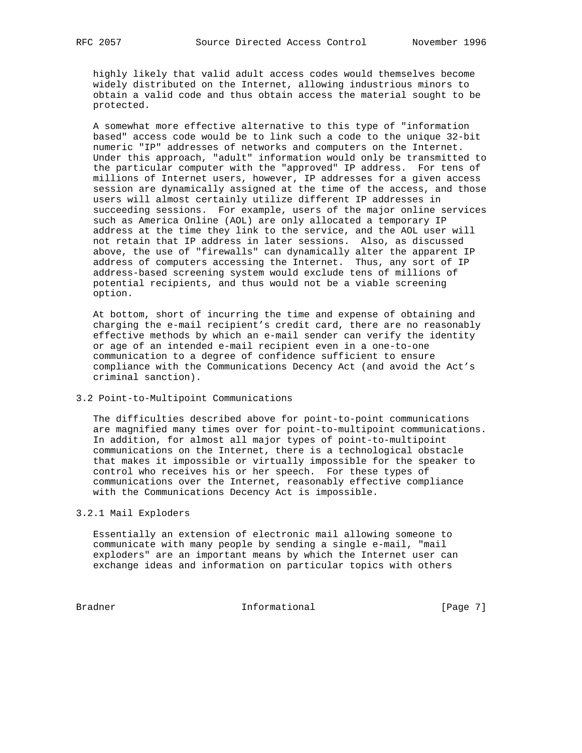highly likely that valid adult access codes would themselves become widely distributed on the Internet, allowing industrious minors to obtain a valid code and thus obtain access the material sought to be protected.

A somewhat more effective alternative to this type of "information based" access code would be to link such a code to the unique 32-bit numeric "IP" addresses of networks and computers on the Internet. Under this approach, "adult" information would only be transmitted to the particular computer with the "approved" IP address. For tens of millions of Internet users, however, IP addresses for a given access session are dynamically assigned at the time of the access, and those users will almost certainly utilize different IP addresses in succeeding sessions. For example, users of the major online services such as America Online (AOL) are only allocated a temporary IP address at the time they link to the service, and the AOL user will not retain that IP address in later sessions. Also, as discussed above, the use of "firewalls" can dynamically alter the apparent IP address of computers accessing the Internet. Thus, any sort of IP address-based screening system would exclude tens of millions of potential recipients, and thus would not be a viable screening option.

At bottom, short of incurring the time and expense of obtaining and charging the e-mail recipient's credit card, there are no reasonably effective methods by which an e-mail sender can verify the identity or age of an intended e-mail recipient even in a one-to-one communication to a degree of confidence sufficient to ensure compliance with the Communications Decency Act (and avoid the Act's criminal sanction).

### 3.2 Point-to-Multipoint Communications

The difficulties described above for point-to-point communications are magnified many times over for point-to-multipoint communications. In addition, for almost all major types of point-to-multipoint communications on the Internet, there is a technological obstacle that makes it impossible or virtually impossible for the speaker to control who receives his or her speech. For these types of communications over the Internet, reasonably effective compliance with the Communications Decency Act is impossible.

#### 3.2.1 Mail Exploders

Essentially an extension of electronic mail allowing someone to communicate with many people by sending a single e-mail, "mail exploders" are an important means by which the Internet user can exchange ideas and information on particular topics with others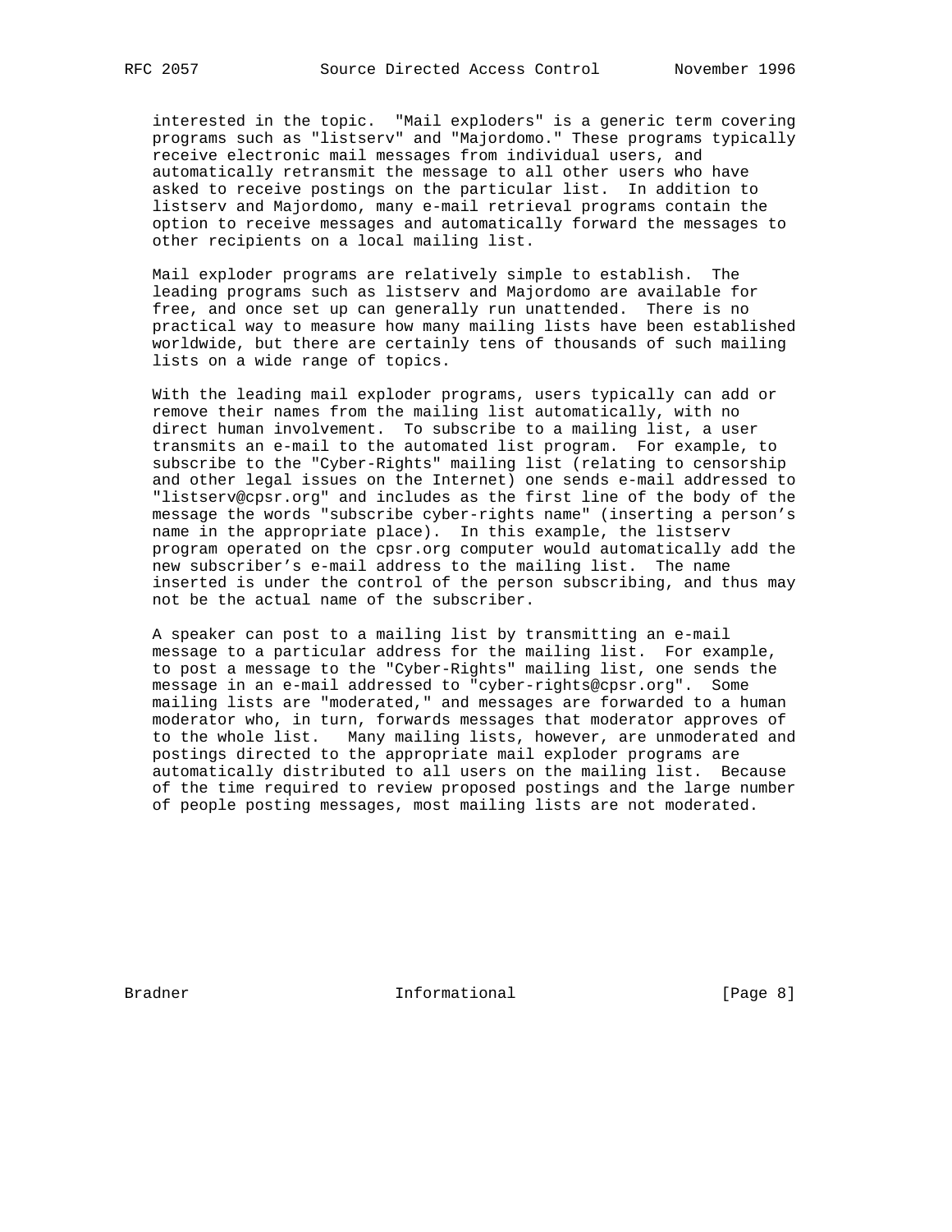interested in the topic. "Mail exploders" is a generic term covering programs such as "listserv" and "Majordomo." These programs typically receive electronic mail messages from individual users, and automatically retransmit the message to all other users who have asked to receive postings on the particular list. In addition to listserv and Majordomo, many e-mail retrieval programs contain the option to receive messages and automatically forward the messages to other recipients on a local mailing list.

Mail exploder programs are relatively simple to establish. The leading programs such as listserv and Majordomo are available for free, and once set up can generally run unattended. There is no practical way to measure how many mailing lists have been established worldwide, but there are certainly tens of thousands of such mailing lists on a wide range of topics.

With the leading mail exploder programs, users typically can add or remove their names from the mailing list automatically, with no direct human involvement. To subscribe to a mailing list, a user transmits an e-mail to the automated list program. For example, to subscribe to the "Cyber-Rights" mailing list (relating to censorship and other legal issues on the Internet) one sends e-mail addressed to "listserv@cpsr.org" and includes as the first line of the body of the message the words "subscribe cyber-rights name" (inserting a person's name in the appropriate place). In this example, the listserv program operated on the cpsr.org computer would automatically add the new subscriber's e-mail address to the mailing list. The name inserted is under the control of the person subscribing, and thus may not be the actual name of the subscriber.

A speaker can post to a mailing list by transmitting an e-mail message to a particular address for the mailing list. For example, to post a message to the "Cyber-Rights" mailing list, one sends the message in an e-mail addressed to "cyber-rights@cpsr.org". Some mailing lists are "moderated," and messages are forwarded to a human moderator who, in turn, forwards messages that moderator approves of to the whole list. Many mailing lists, however, are unmoderated and postings directed to the appropriate mail exploder programs are automatically distributed to all users on the mailing list. Because of the time required to review proposed postings and the large number of people posting messages, most mailing lists are not moderated.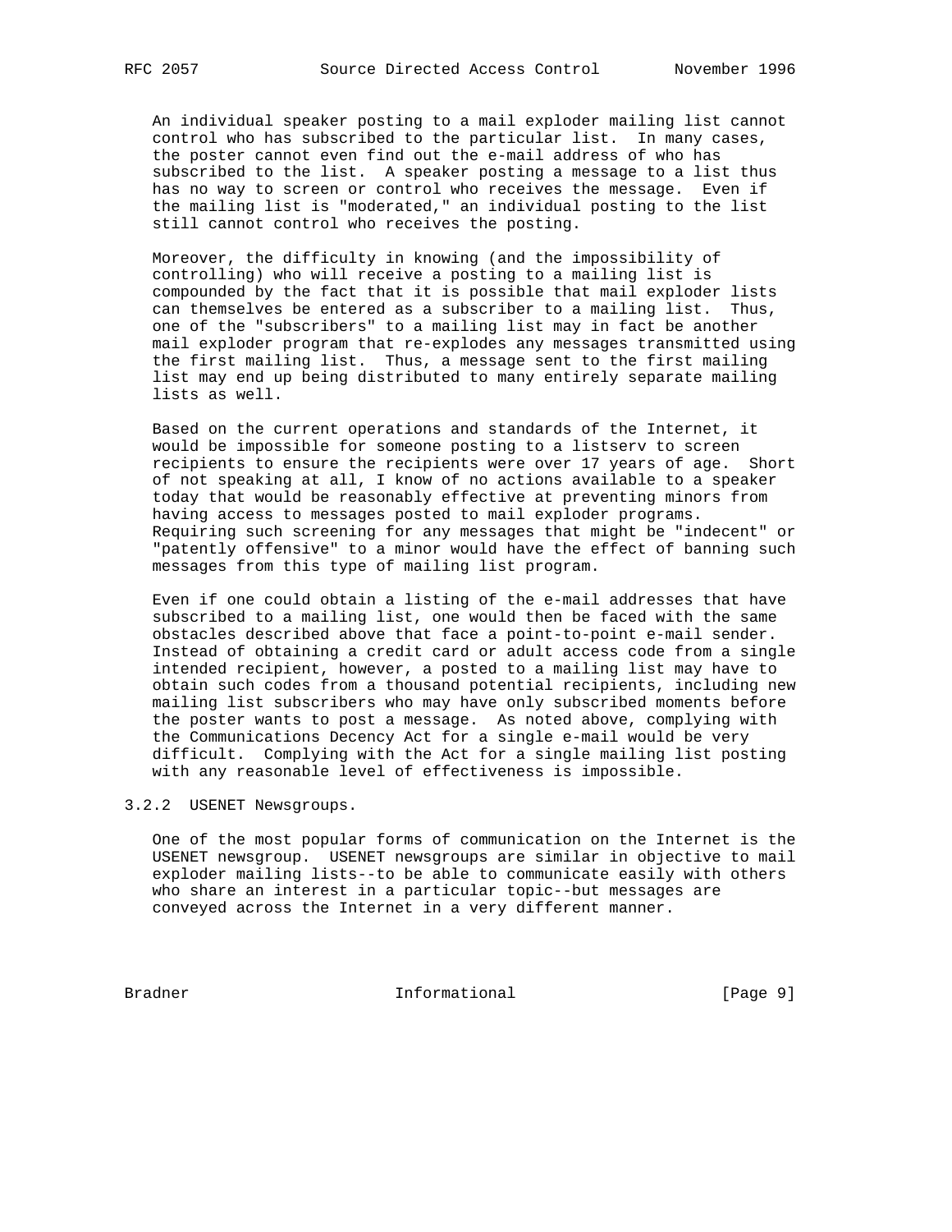An individual speaker posting to a mail exploder mailing list cannot control who has subscribed to the particular list. In many cases, the poster cannot even find out the e-mail address of who has subscribed to the list. A speaker posting a message to a list thus has no way to screen or control who receives the message. Even if the mailing list is "moderated," an individual posting to the list still cannot control who receives the posting.

Moreover, the difficulty in knowing (and the impossibility of controlling) who will receive a posting to a mailing list is compounded by the fact that it is possible that mail exploder lists can themselves be entered as a subscriber to a mailing list. Thus, one of the "subscribers" to a mailing list may in fact be another mail exploder program that re-explodes any messages transmitted using the first mailing list. Thus, a message sent to the first mailing list may end up being distributed to many entirely separate mailing lists as well.

Based on the current operations and standards of the Internet, it would be impossible for someone posting to a listserv to screen recipients to ensure the recipients were over 17 years of age. Short of not speaking at all, I know of no actions available to a speaker today that would be reasonably effective at preventing minors from having access to messages posted to mail exploder programs. Requiring such screening for any messages that might be "indecent" or "patently offensive" to a minor would have the effect of banning such messages from this type of mailing list program.

Even if one could obtain a listing of the e-mail addresses that have subscribed to a mailing list, one would then be faced with the same obstacles described above that face a point-to-point e-mail sender. Instead of obtaining a credit card or adult access code from a single intended recipient, however, a posted to a mailing list may have to obtain such codes from a thousand potential recipients, including new mailing list subscribers who may have only subscribed moments before the poster wants to post a message. As noted above, complying with the Communications Decency Act for a single e-mail would be very difficult. Complying with the Act for a single mailing list posting with any reasonable level of effectiveness is impossible.

### 3.2.2 USENET Newsgroups.

One of the most popular forms of communication on the Internet is the USENET newsgroup. USENET newsgroups are similar in objective to mail exploder mailing lists--to be able to communicate easily with others who share an interest in a particular topic--but messages are conveyed across the Internet in a very different manner.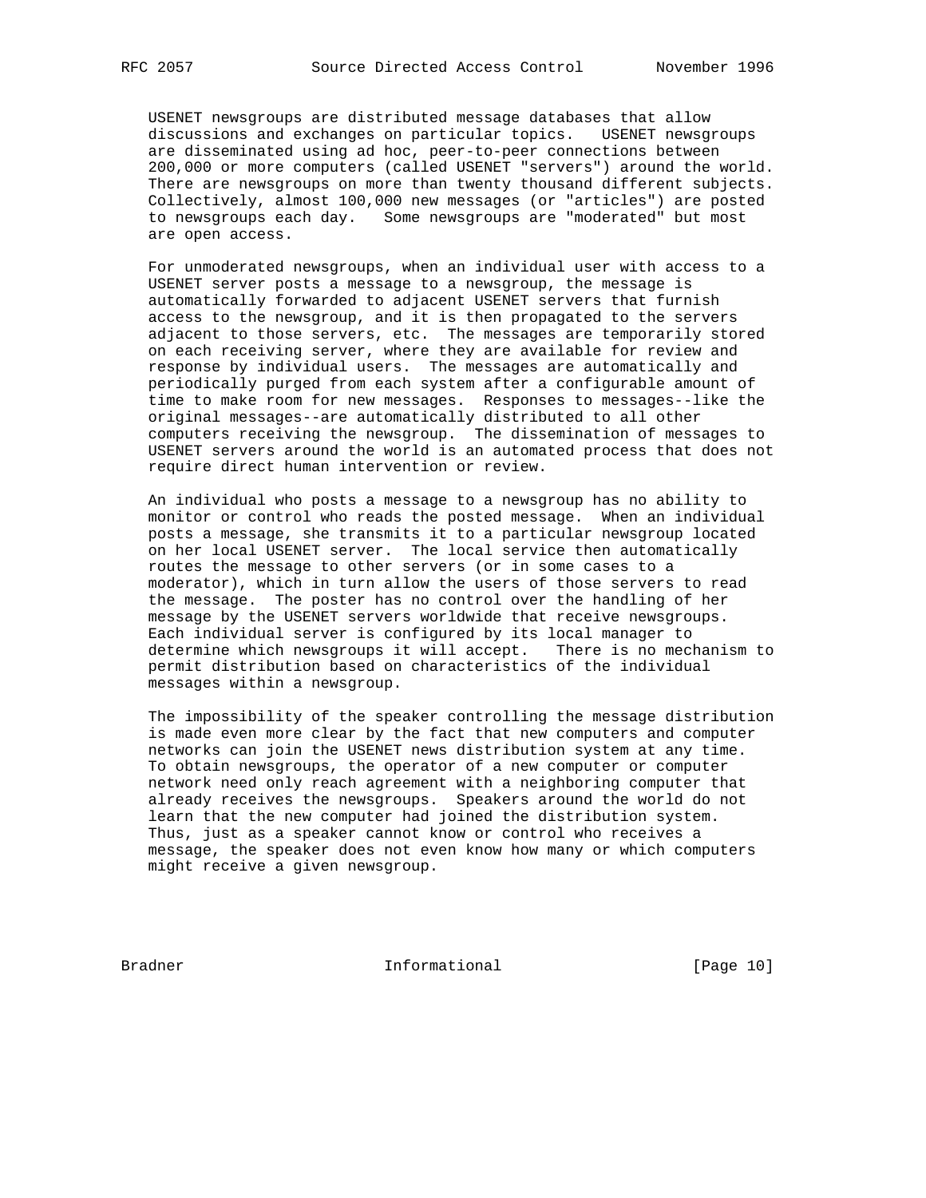USENET newsgroups are distributed message databases that allow discussions and exchanges on particular topics. USENET newsgroups are disseminated using ad hoc, peer-to-peer connections between 200,000 or more computers (called USENET "servers") around the world. There are newsgroups on more than twenty thousand different subjects. Collectively, almost 100,000 new messages (or "articles") are posted to newsgroups each day. Some newsgroups are "moderated" but most are open access.

For unmoderated newsgroups, when an individual user with access to a USENET server posts a message to a newsgroup, the message is automatically forwarded to adjacent USENET servers that furnish access to the newsgroup, and it is then propagated to the servers adjacent to those servers, etc. The messages are temporarily stored on each receiving server, where they are available for review and response by individual users. The messages are automatically and periodically purged from each system after a configurable amount of time to make room for new messages. Responses to messages--like the original messages--are automatically distributed to all other computers receiving the newsgroup. The dissemination of messages to USENET servers around the world is an automated process that does not require direct human intervention or review.

An individual who posts a message to a newsgroup has no ability to monitor or control who reads the posted message. When an individual posts a message, she transmits it to a particular newsgroup located on her local USENET server. The local service then automatically routes the message to other servers (or in some cases to a moderator), which in turn allow the users of those servers to read the message. The poster has no control over the handling of her message by the USENET servers worldwide that receive newsgroups. Each individual server is configured by its local manager to determine which newsgroups it will accept. There is no mechanism to permit distribution based on characteristics of the individual messages within a newsgroup.

The impossibility of the speaker controlling the message distribution is made even more clear by the fact that new computers and computer networks can join the USENET news distribution system at any time. To obtain newsgroups, the operator of a new computer or computer network need only reach agreement with a neighboring computer that already receives the newsgroups. Speakers around the world do not learn that the new computer had joined the distribution system. Thus, just as a speaker cannot know or control who receives a message, the speaker does not even know how many or which computers might receive a given newsgroup.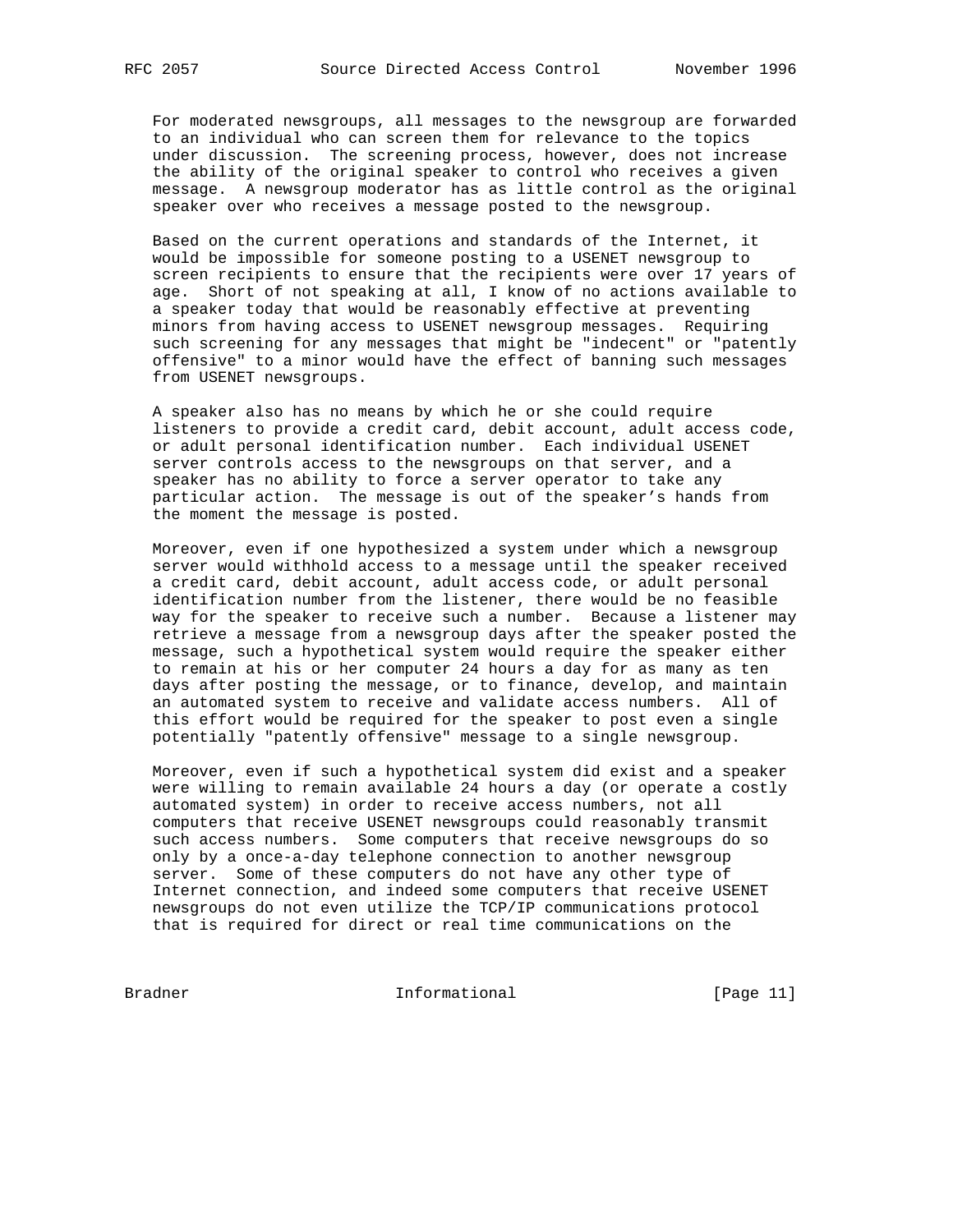For moderated newsgroups, all messages to the newsgroup are forwarded to an individual who can screen them for relevance to the topics under discussion. The screening process, however, does not increase the ability of the original speaker to control who receives a given message. A newsgroup moderator has as little control as the original speaker over who receives a message posted to the newsgroup.

Based on the current operations and standards of the Internet, it would be impossible for someone posting to a USENET newsgroup to screen recipients to ensure that the recipients were over 17 years of age. Short of not speaking at all, I know of no actions available to a speaker today that would be reasonably effective at preventing minors from having access to USENET newsgroup messages. Requiring such screening for any messages that might be "indecent" or "patently offensive" to a minor would have the effect of banning such messages from USENET newsgroups.

A speaker also has no means by which he or she could require listeners to provide a credit card, debit account, adult access code, or adult personal identification number. Each individual USENET server controls access to the newsgroups on that server, and a speaker has no ability to force a server operator to take any particular action. The message is out of the speaker's hands from the moment the message is posted.

Moreover, even if one hypothesized a system under which a newsgroup server would withhold access to a message until the speaker received a credit card, debit account, adult access code, or adult personal identification number from the listener, there would be no feasible way for the speaker to receive such a number. Because a listener may retrieve a message from a newsgroup days after the speaker posted the message, such a hypothetical system would require the speaker either to remain at his or her computer 24 hours a day for as many as ten days after posting the message, or to finance, develop, and maintain an automated system to receive and validate access numbers. All of this effort would be required for the speaker to post even a single potentially "patently offensive" message to a single newsgroup.

Moreover, even if such a hypothetical system did exist and a speaker were willing to remain available 24 hours a day (or operate a costly automated system) in order to receive access numbers, not all computers that receive USENET newsgroups could reasonably transmit such access numbers. Some computers that receive newsgroups do so only by a once-a-day telephone connection to another newsgroup server. Some of these computers do not have any other type of Internet connection, and indeed some computers that receive USENET newsgroups do not even utilize the TCP/IP communications protocol that is required for direct or real time communications on the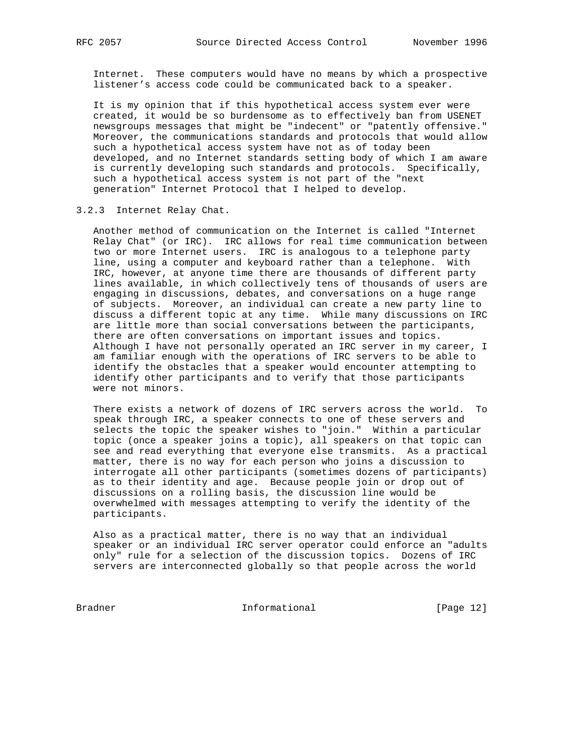Internet. These computers would have no means by which a prospective listener's access code could be communicated back to a speaker.

It is my opinion that if this hypothetical access system ever were created, it would be so burdensome as to effectively ban from USENET newsgroups messages that might be "indecent" or "patently offensive." Moreover, the communications standards and protocols that would allow such a hypothetical access system have not as of today been developed, and no Internet standards setting body of which I am aware is currently developing such standards and protocols. Specifically, such a hypothetical access system is not part of the "next generation" Internet Protocol that I helped to develop.

### 3.2.3 Internet Relay Chat.

Another method of communication on the Internet is called "Internet Relay Chat" (or IRC). IRC allows for real time communication between two or more Internet users. IRC is analogous to a telephone party line, using a computer and keyboard rather than a telephone. With IRC, however, at anyone time there are thousands of different party lines available, in which collectively tens of thousands of users are engaging in discussions, debates, and conversations on a huge range of subjects. Moreover, an individual can create a new party line to discuss a different topic at any time. While many discussions on IRC are little more than social conversations between the participants, there are often conversations on important issues and topics. Although I have not personally operated an IRC server in my career, I am familiar enough with the operations of IRC servers to be able to identify the obstacles that a speaker would encounter attempting to identify other participants and to verify that those participants were not minors.

There exists a network of dozens of IRC servers across the world. To speak through IRC, a speaker connects to one of these servers and selects the topic the speaker wishes to "join." Within a particular topic (once a speaker joins a topic), all speakers on that topic can see and read everything that everyone else transmits. As a practical matter, there is no way for each person who joins a discussion to interrogate all other participants (sometimes dozens of participants) as to their identity and age. Because people join or drop out of discussions on a rolling basis, the discussion line would be overwhelmed with messages attempting to verify the identity of the participants.

Also as a practical matter, there is no way that an individual speaker or an individual IRC server operator could enforce an "adults only" rule for a selection of the discussion topics. Dozens of IRC servers are interconnected globally so that people across the world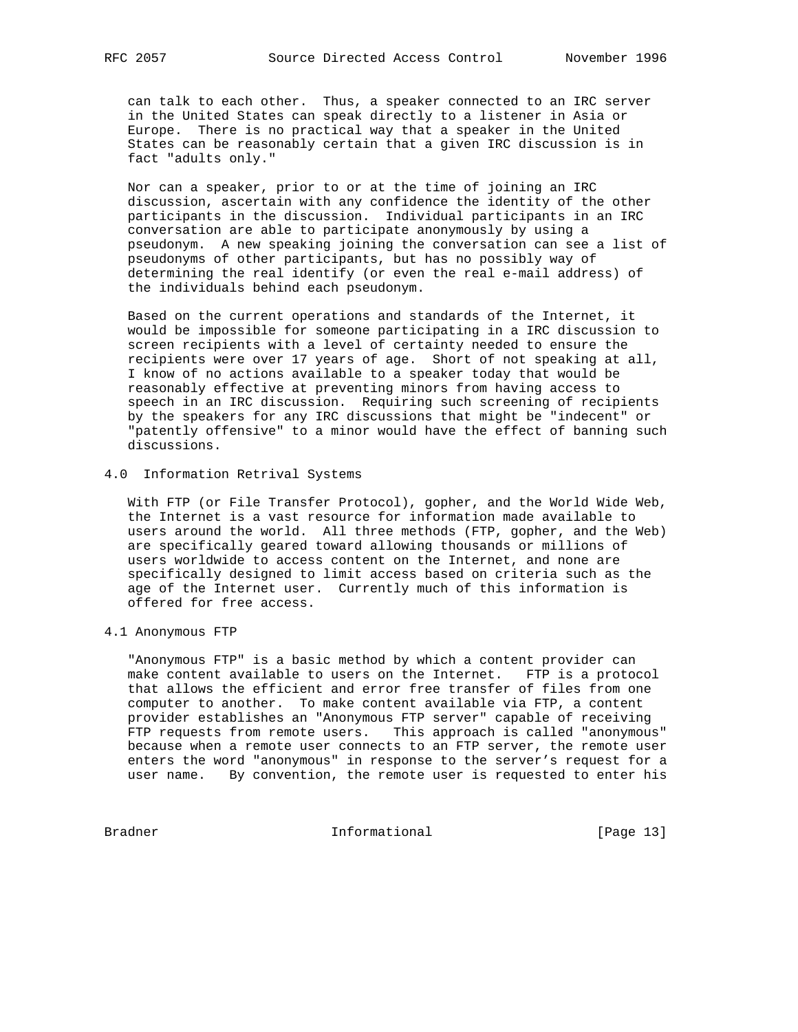can talk to each other. Thus, a speaker connected to an IRC server in the United States can speak directly to a listener in Asia or Europe. There is no practical way that a speaker in the United States can be reasonably certain that a given IRC discussion is in fact "adults only."

Nor can a speaker, prior to or at the time of joining an IRC discussion, ascertain with any confidence the identity of the other participants in the discussion. Individual participants in an IRC conversation are able to participate anonymously by using a pseudonym. A new speaking joining the conversation can see a list of pseudonyms of other participants, but has no possibly way of determining the real identify (or even the real e-mail address) of the individuals behind each pseudonym.

Based on the current operations and standards of the Internet, it would be impossible for someone participating in a IRC discussion to screen recipients with a level of certainty needed to ensure the recipients were over 17 years of age. Short of not speaking at all, I know of no actions available to a speaker today that would be reasonably effective at preventing minors from having access to speech in an IRC discussion. Requiring such screening of recipients by the speakers for any IRC discussions that might be "indecent" or "patently offensive" to a minor would have the effect of banning such discussions.

## 4.0 Information Retrival Systems

With FTP (or File Transfer Protocol), gopher, and the World Wide Web, the Internet is a vast resource for information made available to users around the world. All three methods (FTP, gopher, and the Web) are specifically geared toward allowing thousands or millions of users worldwide to access content on the Internet, and none are specifically designed to limit access based on criteria such as the age of the Internet user. Currently much of this information is offered for free access.

### 4.1 Anonymous FTP

"Anonymous FTP" is a basic method by which a content provider can make content available to users on the Internet. FTP is a protocol that allows the efficient and error free transfer of files from one computer to another. To make content available via FTP, a content provider establishes an "Anonymous FTP server" capable of receiving FTP requests from remote users. This approach is called "anonymous" because when a remote user connects to an FTP server, the remote user enters the word "anonymous" in response to the server's request for a user name. By convention, the remote user is requested to enter his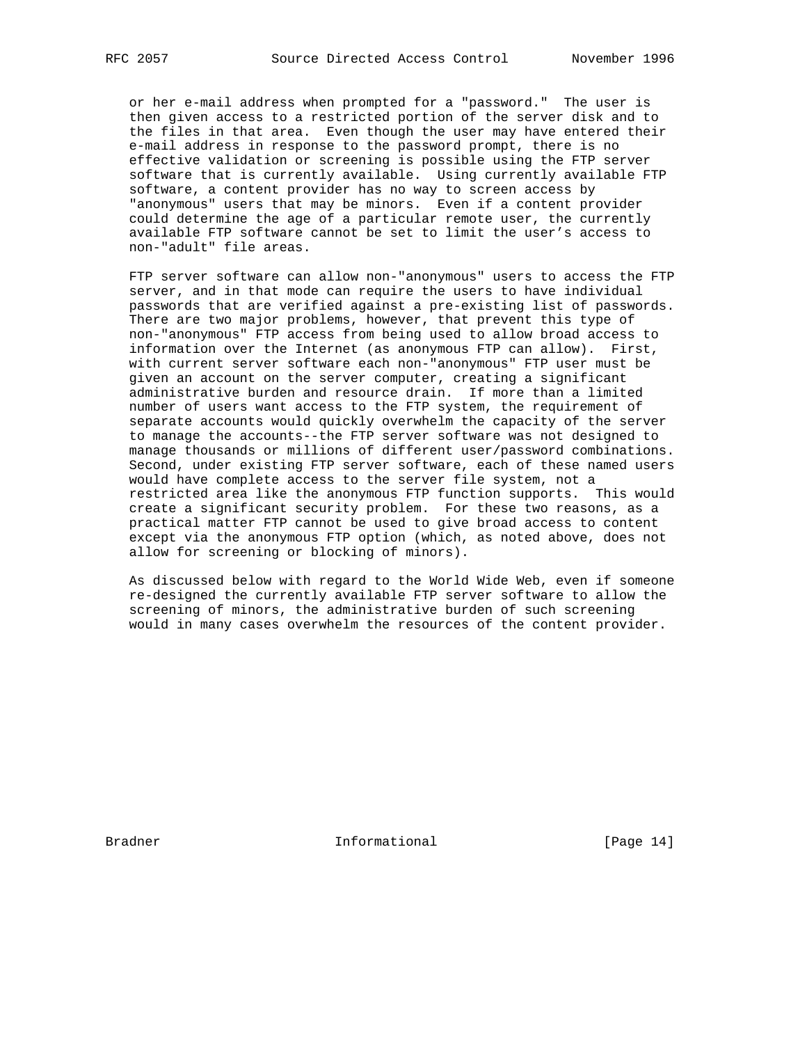or her e-mail address when prompted for a "password." The user is then given access to a restricted portion of the server disk and to the files in that area. Even though the user may have entered their e-mail address in response to the password prompt, there is no effective validation or screening is possible using the FTP server software that is currently available. Using currently available FTP software, a content provider has no way to screen access by "anonymous" users that may be minors. Even if a content provider could determine the age of a particular remote user, the currently available FTP software cannot be set to limit the user's access to non-"adult" file areas.

FTP server software can allow non-"anonymous" users to access the FTP server, and in that mode can require the users to have individual passwords that are verified against a pre-existing list of passwords. There are two major problems, however, that prevent this type of non-"anonymous" FTP access from being used to allow broad access to information over the Internet (as anonymous FTP can allow). First, with current server software each non-"anonymous" FTP user must be given an account on the server computer, creating a significant administrative burden and resource drain. If more than a limited number of users want access to the FTP system, the requirement of separate accounts would quickly overwhelm the capacity of the server to manage the accounts--the FTP server software was not designed to manage thousands or millions of different user/password combinations. Second, under existing FTP server software, each of these named users would have complete access to the server file system, not a restricted area like the anonymous FTP function supports. This would create a significant security problem. For these two reasons, as a practical matter FTP cannot be used to give broad access to content except via the anonymous FTP option (which, as noted above, does not allow for screening or blocking of minors).

As discussed below with regard to the World Wide Web, even if someone re-designed the currently available FTP server software to allow the screening of minors, the administrative burden of such screening would in many cases overwhelm the resources of the content provider.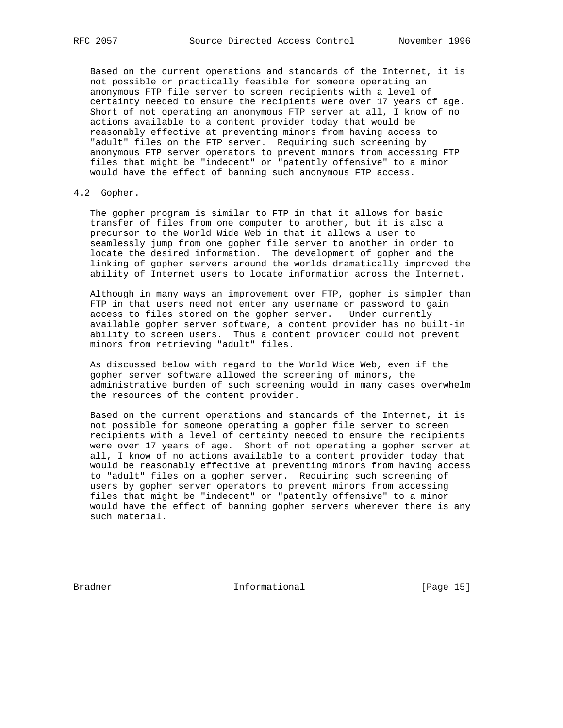Based on the current operations and standards of the Internet, it is not possible or practically feasible for someone operating an anonymous FTP file server to screen recipients with a level of certainty needed to ensure the recipients were over 17 years of age. Short of not operating an anonymous FTP server at all, I know of no actions available to a content provider today that would be reasonably effective at preventing minors from having access to "adult" files on the FTP server. Requiring such screening by anonymous FTP server operators to prevent minors from accessing FTP files that might be "indecent" or "patently offensive" to a minor would have the effect of banning such anonymous FTP access.

### 4.2 Gopher.

The gopher program is similar to FTP in that it allows for basic transfer of files from one computer to another, but it is also a precursor to the World Wide Web in that it allows a user to seamlessly jump from one gopher file server to another in order to locate the desired information. The development of gopher and the linking of gopher servers around the worlds dramatically improved the ability of Internet users to locate information across the Internet.

Although in many ways an improvement over FTP, gopher is simpler than FTP in that users need not enter any username or password to gain access to files stored on the gopher server. Under currently available gopher server software, a content provider has no built-in ability to screen users. Thus a content provider could not prevent minors from retrieving "adult" files.

As discussed below with regard to the World Wide Web, even if the gopher server software allowed the screening of minors, the administrative burden of such screening would in many cases overwhelm the resources of the content provider.

Based on the current operations and standards of the Internet, it is not possible for someone operating a gopher file server to screen recipients with a level of certainty needed to ensure the recipients were over 17 years of age. Short of not operating a gopher server at all, I know of no actions available to a content provider today that would be reasonably effective at preventing minors from having access to "adult" files on a gopher server. Requiring such screening of users by gopher server operators to prevent minors from accessing files that might be "indecent" or "patently offensive" to a minor would have the effect of banning gopher servers wherever there is any such material.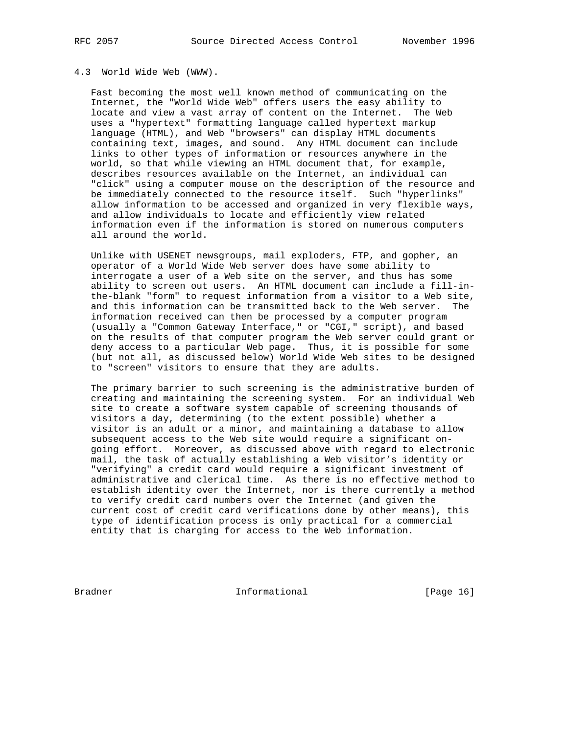### 4.3 World Wide Web (WWW).

Fast becoming the most well known method of communicating on the Internet, the "World Wide Web" offers users the easy ability to locate and view a vast array of content on the Internet. The Web uses a "hypertext" formatting language called hypertext markup language (HTML), and Web "browsers" can display HTML documents containing text, images, and sound. Any HTML document can include links to other types of information or resources anywhere in the world, so that while viewing an HTML document that, for example, describes resources available on the Internet, an individual can "click" using a computer mouse on the description of the resource and be immediately connected to the resource itself. Such "hyperlinks" allow information to be accessed and organized in very flexible ways, and allow individuals to locate and efficiently view related information even if the information is stored on numerous computers all around the world.

Unlike with USENET newsgroups, mail exploders, FTP, and gopher, an operator of a World Wide Web server does have some ability to interrogate a user of a Web site on the server, and thus has some ability to screen out users. An HTML document can include a fill-in-the-blank "form" to request information from a visitor to a Web site, and this information can be transmitted back to the Web server. The information received can then be processed by a computer program (usually a "Common Gateway Interface," or "CGI," script), and based on the results of that computer program the Web server could grant or deny access to a particular Web page. Thus, it is possible for some (but not all, as discussed below) World Wide Web sites to be designed to "screen" visitors to ensure that they are adults.

The primary barrier to such screening is the administrative burden of creating and maintaining the screening system. For an individual Web site to create a software system capable of screening thousands of visitors a day, determining (to the extent possible) whether a visitor is an adult or a minor, and maintaining a database to allow subsequent access to the Web site would require a significant on-going effort. Moreover, as discussed above with regard to electronic mail, the task of actually establishing a Web visitor's identity or "verifying" a credit card would require a significant investment of administrative and clerical time. As there is no effective method to establish identity over the Internet, nor is there currently a method to verify credit card numbers over the Internet (and given the current cost of credit card verifications done by other means), this type of identification process is only practical for a commercial entity that is charging for access to the Web information.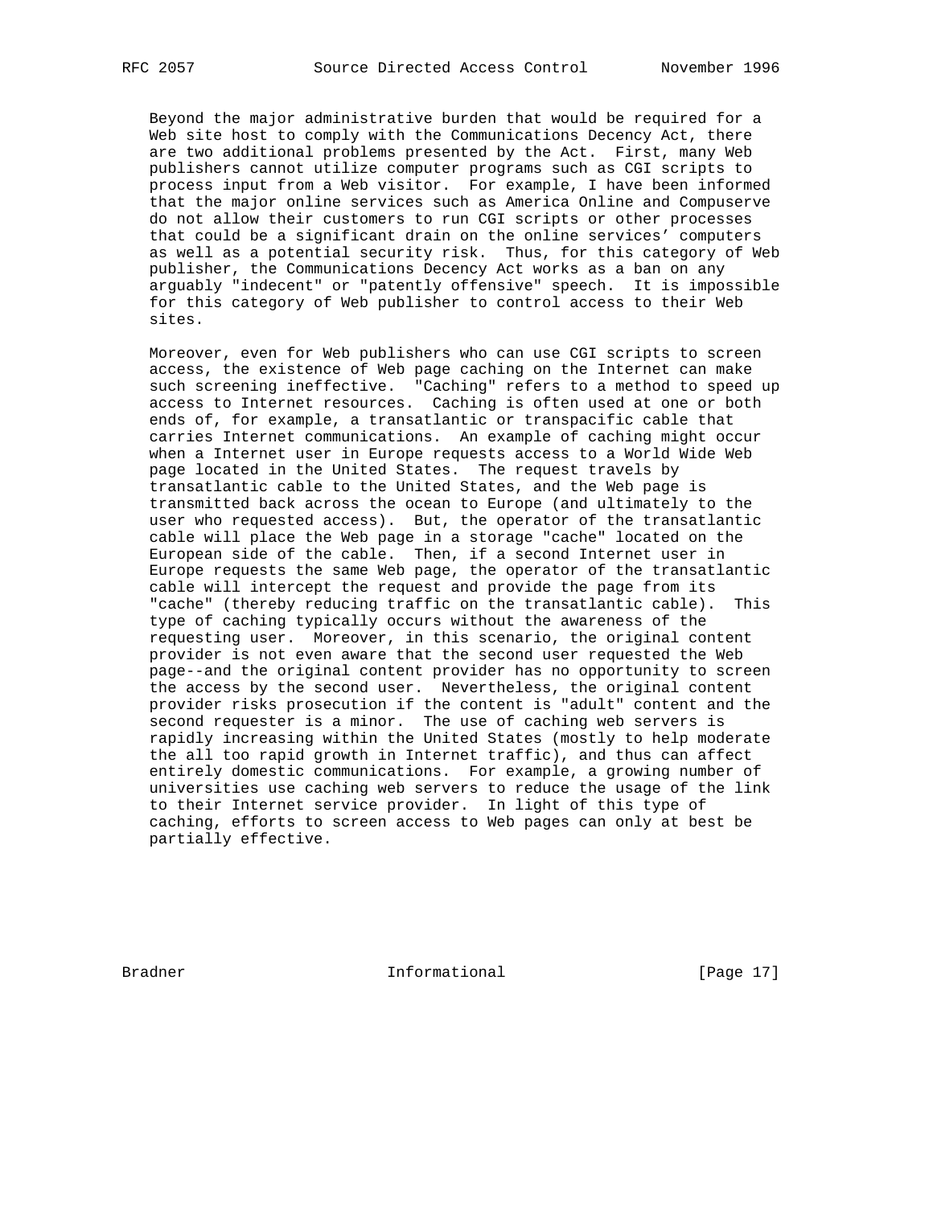Beyond the major administrative burden that would be required for a Web site host to comply with the Communications Decency Act, there are two additional problems presented by the Act. First, many Web publishers cannot utilize computer programs such as CGI scripts to process input from a Web visitor. For example, I have been informed that the major online services such as America Online and Compuserve do not allow their customers to run CGI scripts or other processes that could be a significant drain on the online services' computers as well as a potential security risk. Thus, for this category of Web publisher, the Communications Decency Act works as a ban on any arguably "indecent" or "patently offensive" speech. It is impossible for this category of Web publisher to control access to their Web sites.

Moreover, even for Web publishers who can use CGI scripts to screen access, the existence of Web page caching on the Internet can make such screening ineffective. "Caching" refers to a method to speed up access to Internet resources. Caching is often used at one or both ends of, for example, a transatlantic or transpacific cable that carries Internet communications. An example of caching might occur when a Internet user in Europe requests access to a World Wide Web page located in the United States. The request travels by transatlantic cable to the United States, and the Web page is transmitted back across the ocean to Europe (and ultimately to the user who requested access). But, the operator of the transatlantic cable will place the Web page in a storage "cache" located on the European side of the cable. Then, if a second Internet user in Europe requests the same Web page, the operator of the transatlantic cable will intercept the request and provide the page from its "cache" (thereby reducing traffic on the transatlantic cable). This type of caching typically occurs without the awareness of the requesting user. Moreover, in this scenario, the original content provider is not even aware that the second user requested the Web page--and the original content provider has no opportunity to screen the access by the second user. Nevertheless, the original content provider risks prosecution if the content is "adult" content and the second requester is a minor. The use of caching web servers is rapidly increasing within the United States (mostly to help moderate the all too rapid growth in Internet traffic), and thus can affect entirely domestic communications. For example, a growing number of universities use caching web servers to reduce the usage of the link to their Internet service provider. In light of this type of caching, efforts to screen access to Web pages can only at best be partially effective.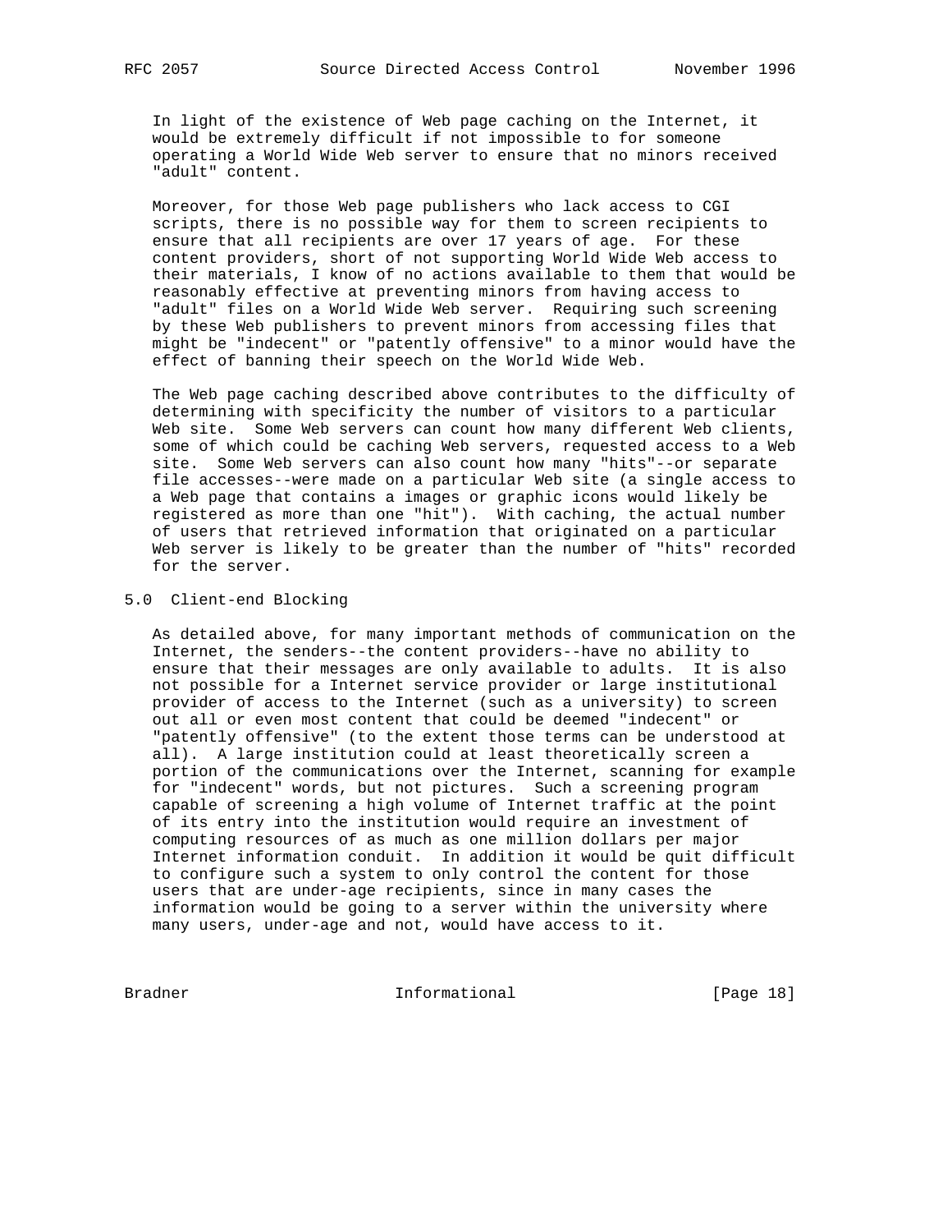In light of the existence of Web page caching on the Internet, it would be extremely difficult if not impossible to for someone operating a World Wide Web server to ensure that no minors received "adult" content.

Moreover, for those Web page publishers who lack access to CGI scripts, there is no possible way for them to screen recipients to ensure that all recipients are over 17 years of age. For these content providers, short of not supporting World Wide Web access to their materials, I know of no actions available to them that would be reasonably effective at preventing minors from having access to "adult" files on a World Wide Web server. Requiring such screening by these Web publishers to prevent minors from accessing files that might be "indecent" or "patently offensive" to a minor would have the effect of banning their speech on the World Wide Web.

The Web page caching described above contributes to the difficulty of determining with specificity the number of visitors to a particular Web site. Some Web servers can count how many different Web clients, some of which could be caching Web servers, requested access to a Web site. Some Web servers can also count how many "hits"--or separate file accesses--were made on a particular Web site (a single access to a Web page that contains a images or graphic icons would likely be registered as more than one "hit"). With caching, the actual number of users that retrieved information that originated on a particular Web server is likely to be greater than the number of "hits" recorded for the server.

## 5.0 Client-end Blocking

As detailed above, for many important methods of communication on the Internet, the senders--the content providers--have no ability to ensure that their messages are only available to adults. It is also not possible for a Internet service provider or large institutional provider of access to the Internet (such as a university) to screen out all or even most content that could be deemed "indecent" or "patently offensive" (to the extent those terms can be understood at all). A large institution could at least theoretically screen a portion of the communications over the Internet, scanning for example for "indecent" words, but not pictures. Such a screening program capable of screening a high volume of Internet traffic at the point of its entry into the institution would require an investment of computing resources of as much as one million dollars per major Internet information conduit. In addition it would be quit difficult to configure such a system to only control the content for those users that are under-age recipients, since in many cases the information would be going to a server within the university where many users, under-age and not, would have access to it.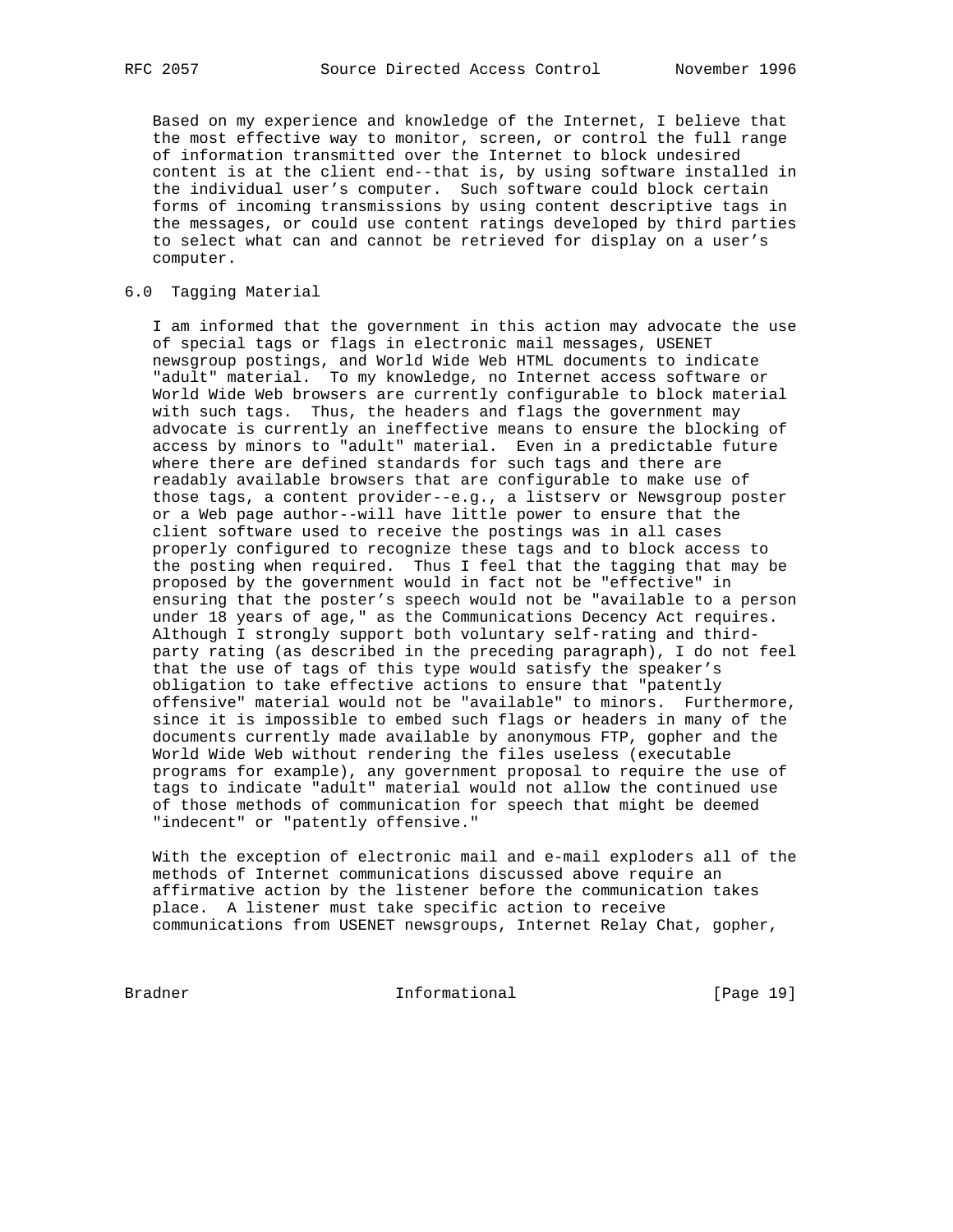Based on my experience and knowledge of the Internet, I believe that the most effective way to monitor, screen, or control the full range of information transmitted over the Internet to block undesired content is at the client end--that is, by using software installed in the individual user's computer. Such software could block certain forms of incoming transmissions by using content descriptive tags in the messages, or could use content ratings developed by third parties to select what can and cannot be retrieved for display on a user's computer.

## 6.0 Tagging Material

I am informed that the government in this action may advocate the use of special tags or flags in electronic mail messages, USENET newsgroup postings, and World Wide Web HTML documents to indicate "adult" material. To my knowledge, no Internet access software or World Wide Web browsers are currently configurable to block material with such tags. Thus, the headers and flags the government may advocate is currently an ineffective means to ensure the blocking of access by minors to "adult" material. Even in a predictable future where there are defined standards for such tags and there are readably available browsers that are configurable to make use of those tags, a content provider--e.g., a listserv or Newsgroup poster or a Web page author--will have little power to ensure that the client software used to receive the postings was in all cases properly configured to recognize these tags and to block access to the posting when required. Thus I feel that the tagging that may be proposed by the government would in fact not be "effective" in ensuring that the poster's speech would not be "available to a person under 18 years of age," as the Communications Decency Act requires. Although I strongly support both voluntary self-rating and third-party rating (as described in the preceding paragraph), I do not feel that the use of tags of this type would satisfy the speaker's obligation to take effective actions to ensure that "patently offensive" material would not be "available" to minors. Furthermore, since it is impossible to embed such flags or headers in many of the documents currently made available by anonymous FTP, gopher and the World Wide Web without rendering the files useless (executable programs for example), any government proposal to require the use of tags to indicate "adult" material would not allow the continued use of those methods of communication for speech that might be deemed "indecent" or "patently offensive."

With the exception of electronic mail and e-mail exploders all of the methods of Internet communications discussed above require an affirmative action by the listener before the communication takes place. A listener must take specific action to receive communications from USENET newsgroups, Internet Relay Chat, gopher,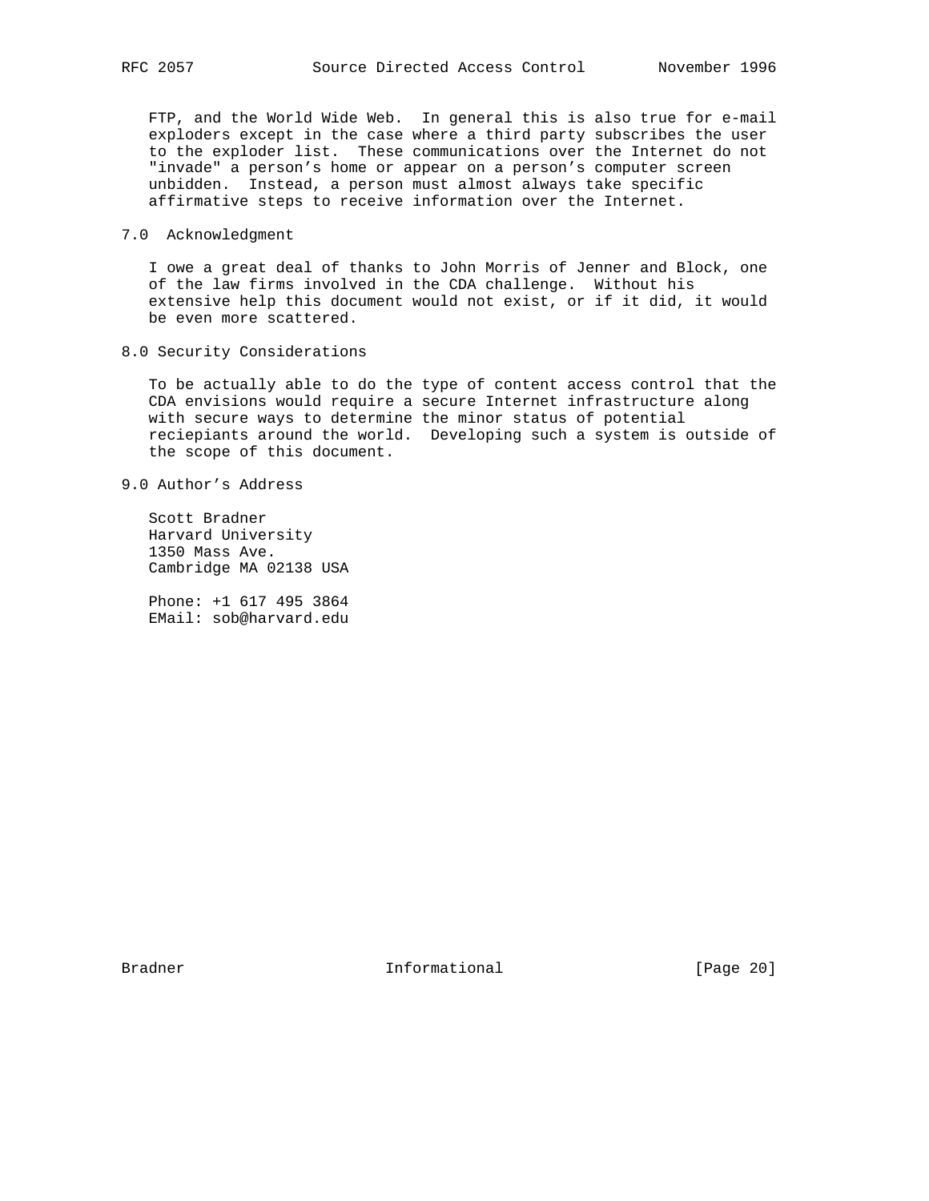FTP, and the World Wide Web. In general this is also true for e-mail exploders except in the case where a third party subscribes the user to the exploder list. These communications over the Internet do not "invade" a person's home or appear on a person's computer screen unbidden. Instead, a person must almost always take specific affirmative steps to receive information over the Internet.

## 7.0 Acknowledgment

I owe a great deal of thanks to John Morris of Jenner and Block, one of the law firms involved in the CDA challenge. Without his extensive help this document would not exist, or if it did, it would be even more scattered.

## 8.0 Security Considerations

To be actually able to do the type of content access control that the CDA envisions would require a secure Internet infrastructure along with secure ways to determine the minor status of potential reciepiants around the world. Developing such a system is outside of the scope of this document.

## 9.0 Author's Address

Scott Bradner
Harvard University
1350 Mass Ave.
Cambridge MA 02138 USA

Phone: +1 617 495 3864
EMail: sob@harvard.edu